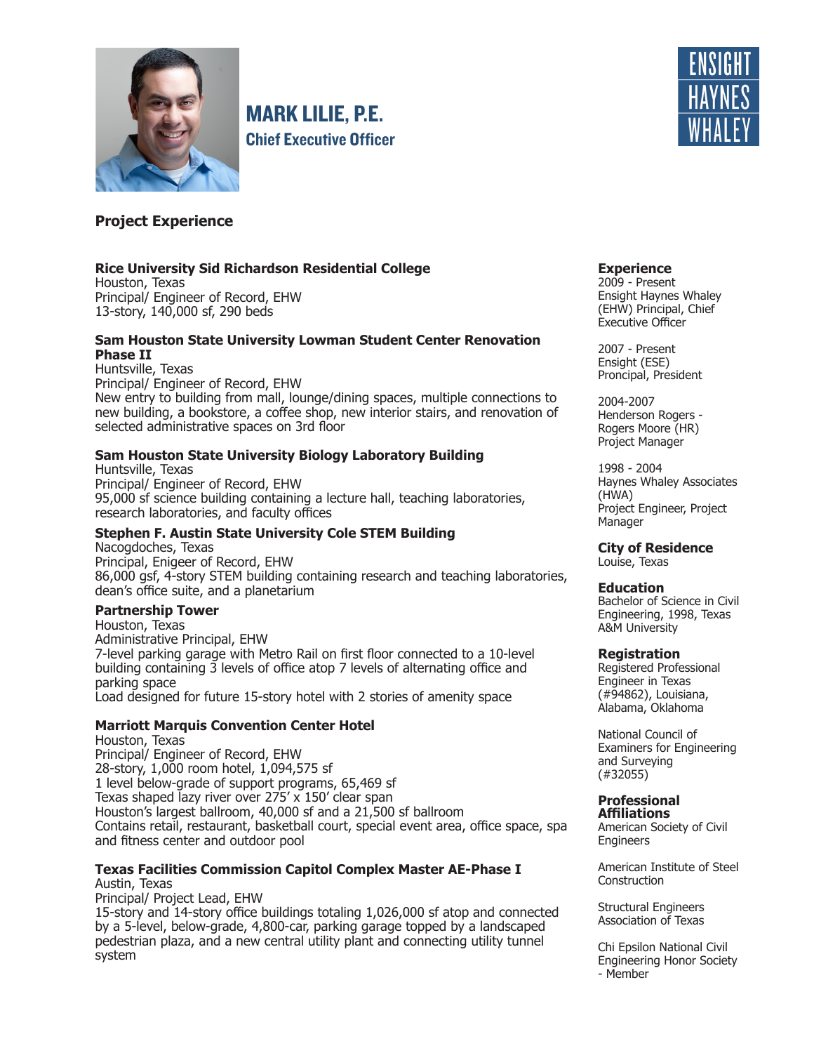# MARK LILIE, P.E.

**Chief Executive Officer**

ENSIGHT HAYNES WHALEY

## Project Experience

**Rice University Sid Richardson Residential College**
Houston, Texas
Principal/ Engineer of Record, EHW
13-story, 140,000 sf, 290 beds

**Sam Houston State University Lowman Student Center Renovation Phase II**
Huntsville, Texas
Principal/ Engineer of Record, EHW
New entry to building from mall, lounge/dining spaces, multiple connections to new building, a bookstore, a coffee shop, new interior stairs, and renovation of selected administrative spaces on 3rd floor

**Sam Houston State University Biology Laboratory Building**
Huntsville, Texas
Principal/ Engineer of Record, EHW
95,000 sf science building containing a lecture hall, teaching laboratories, research laboratories, and faculty offices

**Stephen F. Austin State University Cole STEM Building**
Nacogdoches, Texas
Principal, Enigeer of Record, EHW
86,000 gsf, 4-story STEM building containing research and teaching laboratories, dean's office suite, and a planetarium

**Partnership Tower**
Houston, Texas
Administrative Principal, EHW
7-level parking garage with Metro Rail on first floor connected to a 10-level building containing 3 levels of office atop 7 levels of alternating office and parking space
Load designed for future 15-story hotel with 2 stories of amenity space

**Marriott Marquis Convention Center Hotel**
Houston, Texas
Principal/ Engineer of Record, EHW
28-story, 1,000 room hotel, 1,094,575 sf
1 level below-grade of support programs, 65,469 sf
Texas shaped lazy river over 275' x 150' clear span
Houston's largest ballroom, 40,000 sf and a 21,500 sf ballroom
Contains retail, restaurant, basketball court, special event area, office space, spa and fitness center and outdoor pool

**Texas Facilities Commission Capitol Complex Master AE-Phase I**
Austin, Texas
Principal/ Project Lead, EHW
15-story and 14-story office buildings totaling 1,026,000 sf atop and connected by a 5-level, below-grade, 4,800-car, parking garage topped by a landscaped pedestrian plaza, and a new central utility plant and connecting utility tunnel system

### Experience

2009 - Present
Ensight Haynes Whaley (EHW) Principal, Chief Executive Officer

2007 - Present
Ensight (ESE)
Proncipal, President

2004-2007
Henderson Rogers - Rogers Moore (HR)
Project Manager

1998 - 2004
Haynes Whaley Associates (HWA)
Project Engineer, Project Manager

### City of Residence

Louise, Texas

### Education

Bachelor of Science in Civil Engineering, 1998, Texas A&M University

### Registration

Registered Professional Engineer in Texas (#94862), Louisiana, Alabama, Oklahoma

National Council of Examiners for Engineering and Surveying (#32055)

### Professional Affiliations

American Society of Civil Engineers

American Institute of Steel Construction

Structural Engineers Association of Texas

Chi Epsilon National Civil Engineering Honor Society - Member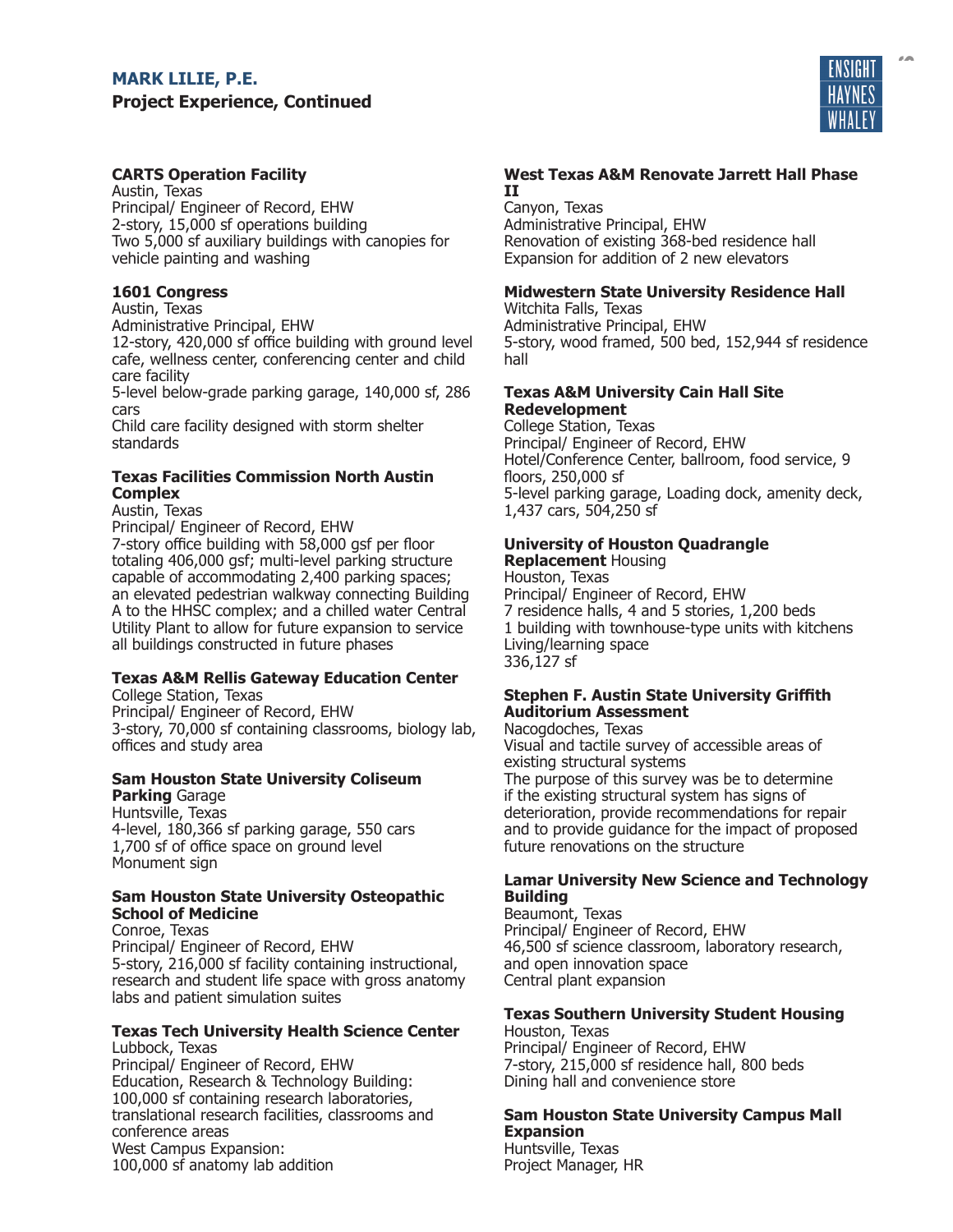## MARK LILIE, P.E.

### Project Experience, Continued

**CARTS Operation Facility**
Austin, Texas
Principal/ Engineer of Record, EHW
2-story, 15,000 sf operations building
Two 5,000 sf auxiliary buildings with canopies for vehicle painting and washing

**1601 Congress**
Austin, Texas
Administrative Principal, EHW
12-story, 420,000 sf office building with ground level cafe, wellness center, conferencing center and child care facility
5-level below-grade parking garage, 140,000 sf, 286 cars
Child care facility designed with storm shelter standards

**Texas Facilities Commission North Austin Complex**
Austin, Texas
Principal/ Engineer of Record, EHW
7-story office building with 58,000 gsf per floor totaling 406,000 gsf; multi-level parking structure capable of accommodating 2,400 parking spaces; an elevated pedestrian walkway connecting Building A to the HHSC complex; and a chilled water Central Utility Plant to allow for future expansion to service all buildings constructed in future phases

**Texas A&M Rellis Gateway Education Center**
College Station, Texas
Principal/ Engineer of Record, EHW
3-story, 70,000 sf containing classrooms, biology lab, offices and study area

**Sam Houston State University Coliseum Parking** Garage
Huntsville, Texas
4-level, 180,366 sf parking garage, 550 cars
1,700 sf of office space on ground level
Monument sign

**Sam Houston State University Osteopathic School of Medicine**
Conroe, Texas
Principal/ Engineer of Record, EHW
5-story, 216,000 sf facility containing instructional, research and student life space with gross anatomy labs and patient simulation suites

**Texas Tech University Health Science Center**
Lubbock, Texas
Principal/ Engineer of Record, EHW
Education, Research & Technology Building: 100,000 sf containing research laboratories, translational research facilities, classrooms and conference areas
West Campus Expansion:
100,000 sf anatomy lab addition

**West Texas A&M Renovate Jarrett Hall Phase II**
Canyon, Texas
Administrative Principal, EHW
Renovation of existing 368-bed residence hall
Expansion for addition of 2 new elevators

**Midwestern State University Residence Hall**
Witchita Falls, Texas
Administrative Principal, EHW
5-story, wood framed, 500 bed, 152,944 sf residence hall

**Texas A&M University Cain Hall Site Redevelopment**
College Station, Texas
Principal/ Engineer of Record, EHW
Hotel/Conference Center, ballroom, food service, 9 floors, 250,000 sf
5-level parking garage, Loading dock, amenity deck, 1,437 cars, 504,250 sf

**University of Houston Quadrangle Replacement** Housing
Houston, Texas
Principal/ Engineer of Record, EHW
7 residence halls, 4 and 5 stories, 1,200 beds
1 building with townhouse-type units with kitchens
Living/learning space
336,127 sf

**Stephen F. Austin State University Griffith Auditorium Assessment**
Nacogdoches, Texas
Visual and tactile survey of accessible areas of existing structural systems
The purpose of this survey was be to determine if the existing structural system has signs of deterioration, provide recommendations for repair and to provide guidance for the impact of proposed future renovations on the structure

**Lamar University New Science and Technology Building**
Beaumont, Texas
Principal/ Engineer of Record, EHW
46,500 sf science classroom, laboratory research, and open innovation space
Central plant expansion

**Texas Southern University Student Housing**
Houston, Texas
Principal/ Engineer of Record, EHW
7-story, 215,000 sf residence hall, 800 beds
Dining hall and convenience store

**Sam Houston State University Campus Mall Expansion**
Huntsville, Texas
Project Manager, HR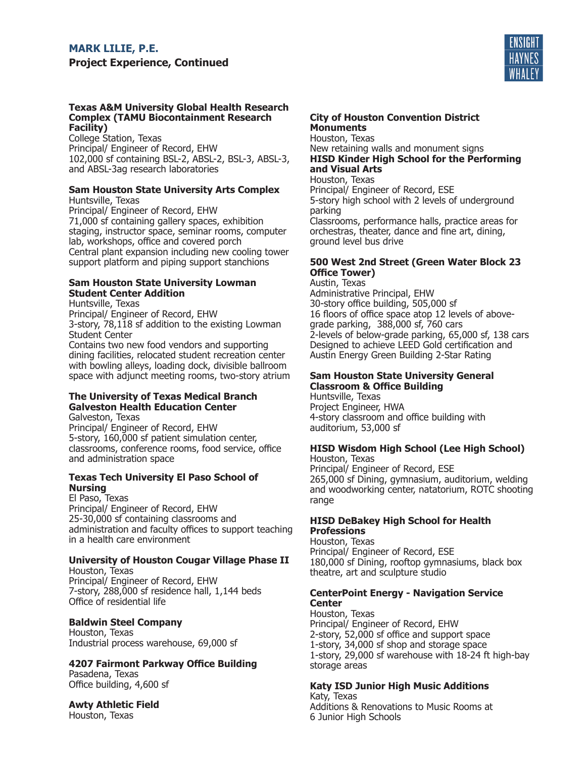**MARK LILIE, P.E.**

**Project Experience, Continued**

**Texas A&M University Global Health Research Complex (TAMU Biocontainment Research Facility)**
College Station, Texas
Principal/ Engineer of Record, EHW
102,000 sf containing BSL-2, ABSL-2, BSL-3, ABSL-3, and ABSL-3ag research laboratories

**Sam Houston State University Arts Complex**
Huntsville, Texas
Principal/ Engineer of Record, EHW
71,000 sf containing gallery spaces, exhibition staging, instructor space, seminar rooms, computer lab, workshops, office and covered porch
Central plant expansion including new cooling tower support platform and piping support stanchions

**Sam Houston State University Lowman Student Center Addition**
Huntsville, Texas
Principal/ Engineer of Record, EHW
3-story, 78,118 sf addition to the existing Lowman Student Center
Contains two new food vendors and supporting dining facilities, relocated student recreation center with bowling alleys, loading dock, divisible ballroom space with adjunct meeting rooms, two-story atrium

**The University of Texas Medical Branch Galveston Health Education Center**
Galveston, Texas
Principal/ Engineer of Record, EHW
5-story, 160,000 sf patient simulation center, classrooms, conference rooms, food service, office and administration space

**Texas Tech University El Paso School of Nursing**
El Paso, Texas
Principal/ Engineer of Record, EHW
25-30,000 sf containing classrooms and administration and faculty offices to support teaching in a health care environment

**University of Houston Cougar Village Phase II**
Houston, Texas
Principal/ Engineer of Record, EHW
7-story, 288,000 sf residence hall, 1,144 beds
Office of residential life

**Baldwin Steel Company**
Houston, Texas
Industrial process warehouse, 69,000 sf

**4207 Fairmont Parkway Office Building**
Pasadena, Texas
Office building, 4,600 sf

**Awty Athletic Field**
Houston, Texas

**City of Houston Convention District Monuments**
Houston, Texas
New retaining walls and monument signs

**HISD Kinder High School for the Performing and Visual Arts**
Houston, Texas
Principal/ Engineer of Record, ESE
5-story high school with 2 levels of underground parking
Classrooms, performance halls, practice areas for orchestras, theater, dance and fine art, dining, ground level bus drive

**500 West 2nd Street (Green Water Block 23 Office Tower)**
Austin, Texas
Administrative Principal, EHW
30-story office building, 505,000 sf
16 floors of office space atop 12 levels of above-grade parking, 388,000 sf, 760 cars
2-levels of below-grade parking, 65,000 sf, 138 cars
Designed to achieve LEED Gold certification and Austin Energy Green Building 2-Star Rating

**Sam Houston State University General Classroom & Office Building**
Huntsville, Texas
Project Engineer, HWA
4-story classroom and office building with auditorium, 53,000 sf

**HISD Wisdom High School (Lee High School)**
Houston, Texas
Principal/ Engineer of Record, ESE
265,000 sf Dining, gymnasium, auditorium, welding and woodworking center, natatorium, ROTC shooting range

**HISD DeBakey High School for Health Professions**
Houston, Texas
Principal/ Engineer of Record, ESE
180,000 sf Dining, rooftop gymnasiums, black box theatre, art and sculpture studio

**CenterPoint Energy - Navigation Service Center**
Houston, Texas
Principal/ Engineer of Record, EHW
2-story, 52,000 sf office and support space
1-story, 34,000 sf shop and storage space
1-story, 29,000 sf warehouse with 18-24 ft high-bay storage areas

**Katy ISD Junior High Music Additions**
Katy, Texas
Additions & Renovations to Music Rooms at 6 Junior High Schools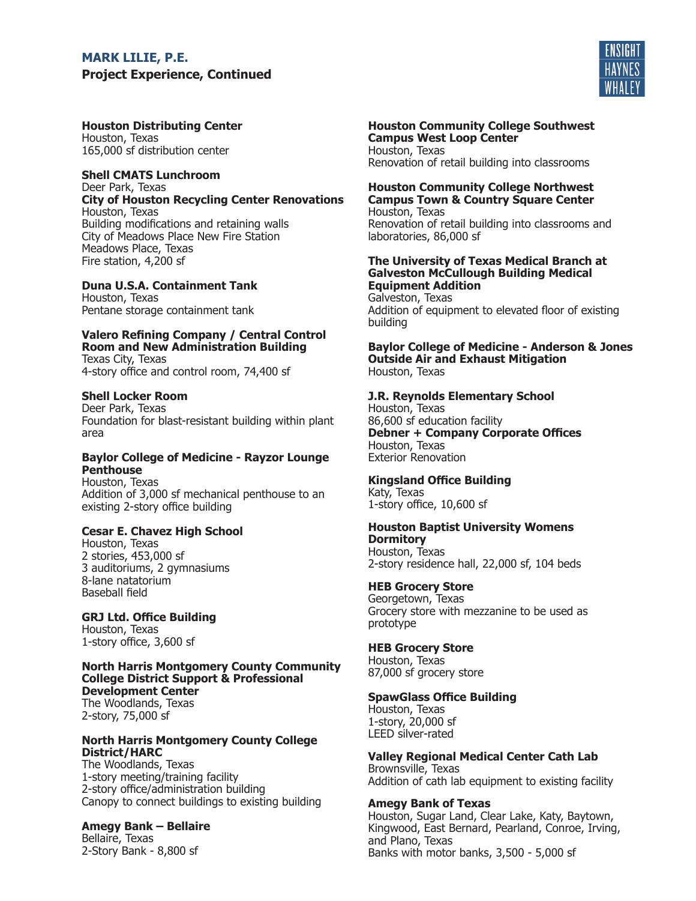## MARK LILIE, P.E.

### Project Experience, Continued

**Houston Distributing Center**
Houston, Texas
165,000 sf distribution center

**Shell CMATS Lunchroom**
Deer Park, Texas

**City of Houston Recycling Center Renovations**
Houston, Texas
Building modifications and retaining walls
City of Meadows Place New Fire Station
Meadows Place, Texas
Fire station, 4,200 sf

**Duna U.S.A. Containment Tank**
Houston, Texas
Pentane storage containment tank

**Valero Refining Company / Central Control Room and New Administration Building**
Texas City, Texas
4-story office and control room, 74,400 sf

**Shell Locker Room**
Deer Park, Texas
Foundation for blast-resistant building within plant area

**Baylor College of Medicine - Rayzor Lounge Penthouse**
Houston, Texas
Addition of 3,000 sf mechanical penthouse to an existing 2-story office building

**Cesar E. Chavez High School**
Houston, Texas
2 stories, 453,000 sf
3 auditoriums, 2 gymnasiums
8-lane natatorium
Baseball field

**GRJ Ltd. Office Building**
Houston, Texas
1-story office, 3,600 sf

**North Harris Montgomery County Community College District Support & Professional Development Center**
The Woodlands, Texas
2-story, 75,000 sf

**North Harris Montgomery County College District/HARC**
The Woodlands, Texas
1-story meeting/training facility
2-story office/administration building
Canopy to connect buildings to existing building

**Amegy Bank – Bellaire**
Bellaire, Texas
2-Story Bank - 8,800 sf

**Houston Community College Southwest Campus West Loop Center**
Houston, Texas
Renovation of retail building into classrooms

**Houston Community College Northwest Campus Town & Country Square Center**
Houston, Texas
Renovation of retail building into classrooms and laboratories, 86,000 sf

**The University of Texas Medical Branch at Galveston McCullough Building Medical Equipment Addition**
Galveston, Texas
Addition of equipment to elevated floor of existing building

**Baylor College of Medicine - Anderson & Jones Outside Air and Exhaust Mitigation**
Houston, Texas

**J.R. Reynolds Elementary School**
Houston, Texas
86,600 sf education facility

**Debner + Company Corporate Offices**
Houston, Texas
Exterior Renovation

**Kingsland Office Building**
Katy, Texas
1-story office, 10,600 sf

**Houston Baptist University Womens Dormitory**
Houston, Texas
2-story residence hall, 22,000 sf, 104 beds

**HEB Grocery Store**
Georgetown, Texas
Grocery store with mezzanine to be used as prototype

**HEB Grocery Store**
Houston, Texas
87,000 sf grocery store

**SpawGlass Office Building**
Houston, Texas
1-story, 20,000 sf
LEED silver-rated

**Valley Regional Medical Center Cath Lab**
Brownsville, Texas
Addition of cath lab equipment to existing facility

**Amegy Bank of Texas**
Houston, Sugar Land, Clear Lake, Katy, Baytown, Kingwood, East Bernard, Pearland, Conroe, Irving, and Plano, Texas
Banks with motor banks, 3,500 - 5,000 sf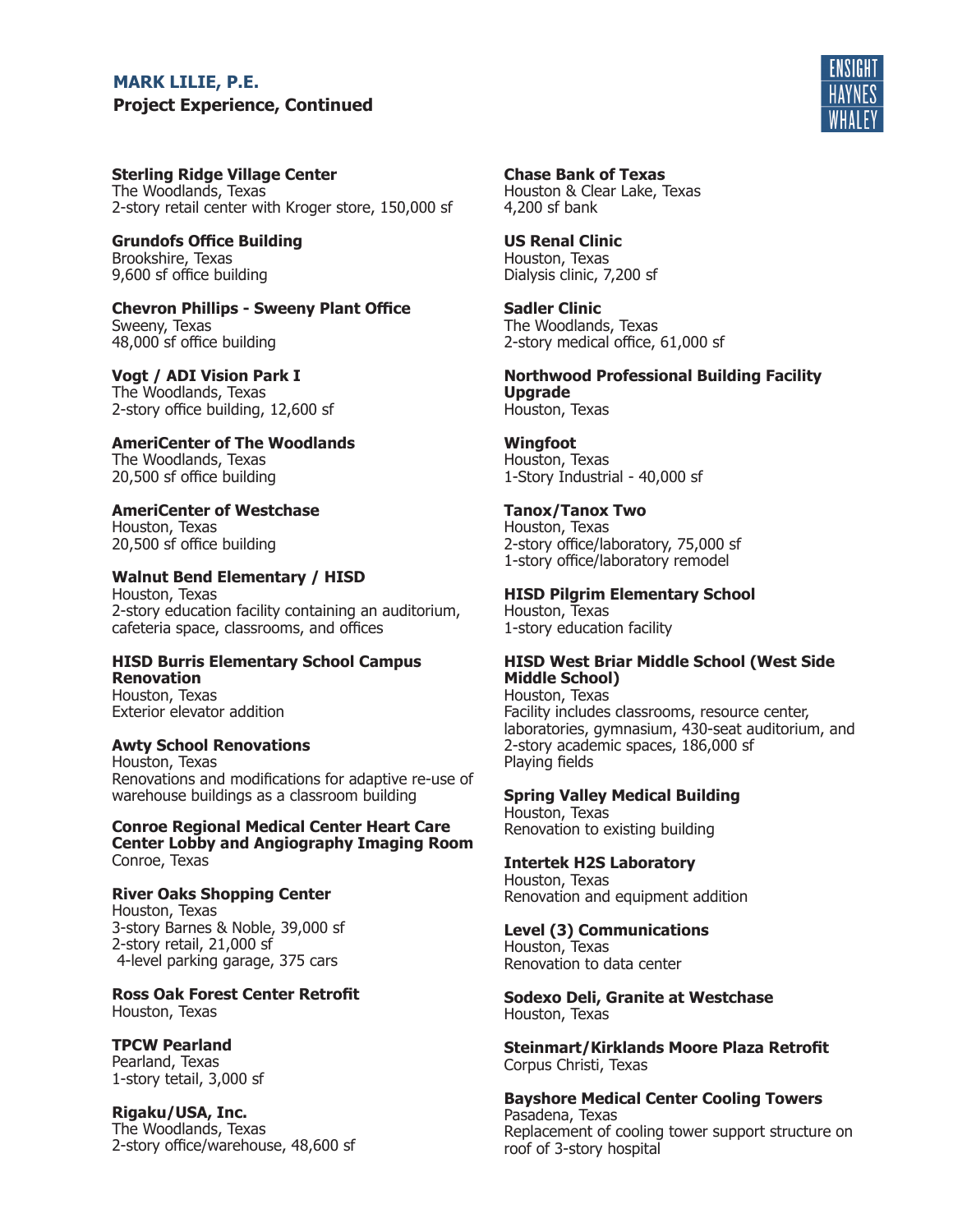**MARK LILIE, P.E.**

**Project Experience, Continued**

**Sterling Ridge Village Center**
The Woodlands, Texas
2-story retail center with Kroger store, 150,000 sf

**Grundofs Office Building**
Brookshire, Texas
9,600 sf office building

**Chevron Phillips - Sweeny Plant Office**
Sweeny, Texas
48,000 sf office building

**Vogt / ADI Vision Park I**
The Woodlands, Texas
2-story office building, 12,600 sf

**AmeriCenter of The Woodlands**
The Woodlands, Texas
20,500 sf office building

**AmeriCenter of Westchase**
Houston, Texas
20,500 sf office building

**Walnut Bend Elementary / HISD**
Houston, Texas
2-story education facility containing an auditorium, cafeteria space, classrooms, and offices

**HISD Burris Elementary School Campus Renovation**
Houston, Texas
Exterior elevator addition

**Awty School Renovations**
Houston, Texas
Renovations and modifications for adaptive re-use of warehouse buildings as a classroom building

**Conroe Regional Medical Center Heart Care Center Lobby and Angiography Imaging Room**
Conroe, Texas

**River Oaks Shopping Center**
Houston, Texas
3-story Barnes & Noble, 39,000 sf
2-story retail, 21,000 sf
4-level parking garage, 375 cars

**Ross Oak Forest Center Retrofit**
Houston, Texas

**TPCW Pearland**
Pearland, Texas
1-story tetail, 3,000 sf

**Rigaku/USA, Inc.**
The Woodlands, Texas
2-story office/warehouse, 48,600 sf

**Chase Bank of Texas**
Houston & Clear Lake, Texas
4,200 sf bank

**US Renal Clinic**
Houston, Texas
Dialysis clinic, 7,200 sf

**Sadler Clinic**
The Woodlands, Texas
2-story medical office, 61,000 sf

**Northwood Professional Building Facility Upgrade**
Houston, Texas

**Wingfoot**
Houston, Texas
1-Story Industrial - 40,000 sf

**Tanox/Tanox Two**
Houston, Texas
2-story office/laboratory, 75,000 sf
1-story office/laboratory remodel

**HISD Pilgrim Elementary School**
Houston, Texas
1-story education facility

**HISD West Briar Middle School (West Side Middle School)**
Houston, Texas
Facility includes classrooms, resource center, laboratories, gymnasium, 430-seat auditorium, and 2-story academic spaces, 186,000 sf
Playing fields

**Spring Valley Medical Building**
Houston, Texas
Renovation to existing building

**Intertek H2S Laboratory**
Houston, Texas
Renovation and equipment addition

**Level (3) Communications**
Houston, Texas
Renovation to data center

**Sodexo Deli, Granite at Westchase**
Houston, Texas

**Steinmart/Kirklands Moore Plaza Retrofit**
Corpus Christi, Texas

**Bayshore Medical Center Cooling Towers**
Pasadena, Texas
Replacement of cooling tower support structure on roof of 3-story hospital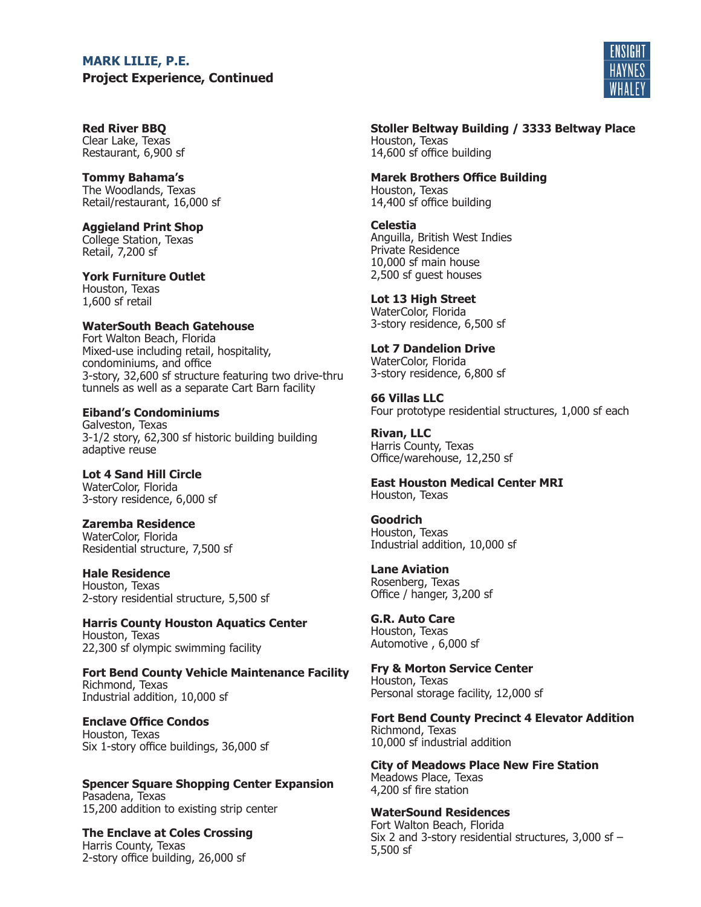## MARK LILIE, P.E.

### Project Experience, Continued

**Red River BBQ**
Clear Lake, Texas
Restaurant, 6,900 sf

**Tommy Bahama's**
The Woodlands, Texas
Retail/restaurant, 16,000 sf

**Aggieland Print Shop**
College Station, Texas
Retail, 7,200 sf

**York Furniture Outlet**
Houston, Texas
1,600 sf retail

**WaterSouth Beach Gatehouse**
Fort Walton Beach, Florida
Mixed-use including retail, hospitality, condominiums, and office
3-story, 32,600 sf structure featuring two drive-thru tunnels as well as a separate Cart Barn facility

**Eiband's Condominiums**
Galveston, Texas
3-1/2 story, 62,300 sf historic building building adaptive reuse

**Lot 4 Sand Hill Circle**
WaterColor, Florida
3-story residence, 6,000 sf

**Zaremba Residence**
WaterColor, Florida
Residential structure, 7,500 sf

**Hale Residence**
Houston, Texas
2-story residential structure, 5,500 sf

**Harris County Houston Aquatics Center**
Houston, Texas
22,300 sf olympic swimming facility

**Fort Bend County Vehicle Maintenance Facility**
Richmond, Texas
Industrial addition, 10,000 sf

**Enclave Office Condos**
Houston, Texas
Six 1-story office buildings, 36,000 sf

**Spencer Square Shopping Center Expansion**
Pasadena, Texas
15,200 addition to existing strip center

**The Enclave at Coles Crossing**
Harris County, Texas
2-story office building, 26,000 sf

**Stoller Beltway Building / 3333 Beltway Place**
Houston, Texas
14,600 sf office building

**Marek Brothers Office Building**
Houston, Texas
14,400 sf office building

**Celestia**
Anguilla, British West Indies
Private Residence
10,000 sf main house
2,500 sf guest houses

**Lot 13 High Street**
WaterColor, Florida
3-story residence, 6,500 sf

**Lot 7 Dandelion Drive**
WaterColor, Florida
3-story residence, 6,800 sf

**66 Villas LLC**
Four prototype residential structures, 1,000 sf each

**Rivan, LLC**
Harris County, Texas
Office/warehouse, 12,250 sf

**East Houston Medical Center MRI**
Houston, Texas

**Goodrich**
Houston, Texas
Industrial addition, 10,000 sf

**Lane Aviation**
Rosenberg, Texas
Office / hanger, 3,200 sf

**G.R. Auto Care**
Houston, Texas
Automotive , 6,000 sf

**Fry & Morton Service Center**
Houston, Texas
Personal storage facility, 12,000 sf

**Fort Bend County Precinct 4 Elevator Addition**
Richmond, Texas
10,000 sf industrial addition

**City of Meadows Place New Fire Station**
Meadows Place, Texas
4,200 sf fire station

**WaterSound Residences**
Fort Walton Beach, Florida
Six 2 and 3-story residential structures, 3,000 sf – 5,500 sf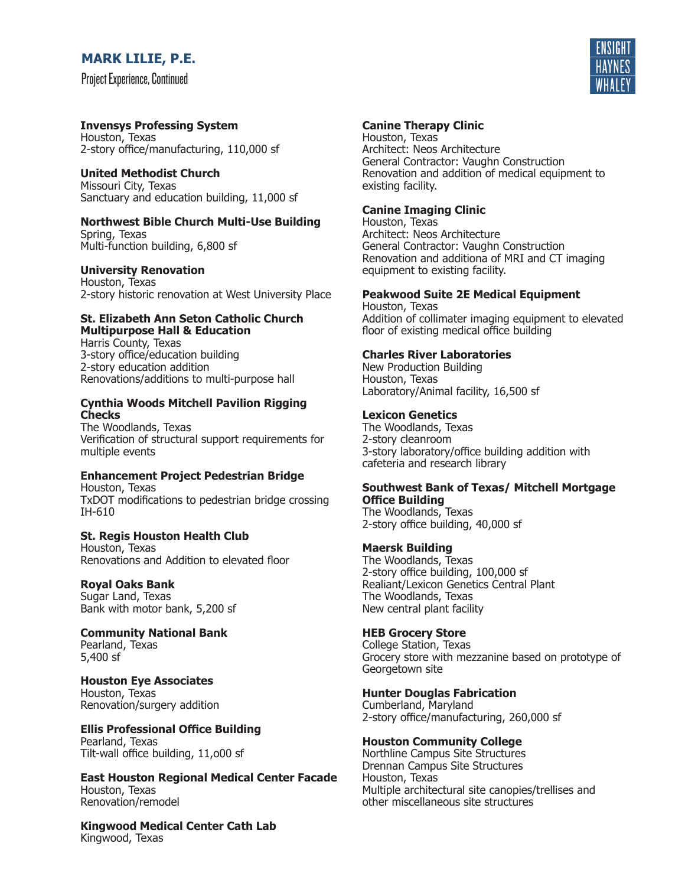## MARK LILIE, P.E.

Project Experience, Continued

ENSIGHT HAYNES WHALEY

**Invensys Professing System**
Houston, Texas
2-story office/manufacturing, 110,000 sf

**United Methodist Church**
Missouri City, Texas
Sanctuary and education building, 11,000 sf

**Northwest Bible Church Multi-Use Building**
Spring, Texas
Multi-function building, 6,800 sf

**University Renovation**
Houston, Texas
2-story historic renovation at West University Place

**St. Elizabeth Ann Seton Catholic Church Multipurpose Hall & Education**
Harris County, Texas
3-story office/education building
2-story education addition
Renovations/additions to multi-purpose hall

**Cynthia Woods Mitchell Pavilion Rigging Checks**
The Woodlands, Texas
Verification of structural support requirements for multiple events

**Enhancement Project Pedestrian Bridge**
Houston, Texas
TxDOT modifications to pedestrian bridge crossing IH-610

**St. Regis Houston Health Club**
Houston, Texas
Renovations and Addition to elevated floor

**Royal Oaks Bank**
Sugar Land, Texas
Bank with motor bank, 5,200 sf

**Community National Bank**
Pearland, Texas
5,400 sf

**Houston Eye Associates**
Houston, Texas
Renovation/surgery addition

**Ellis Professional Office Building**
Pearland, Texas
Tilt-wall office building, 11,o00 sf

**East Houston Regional Medical Center Facade**
Houston, Texas
Renovation/remodel

**Kingwood Medical Center Cath Lab**
Kingwood, Texas

**Canine Therapy Clinic**
Houston, Texas
Architect: Neos Architecture
General Contractor: Vaughn Construction
Renovation and addition of medical equipment to existing facility.

**Canine Imaging Clinic**
Houston, Texas
Architect: Neos Architecture
General Contractor: Vaughn Construction
Renovation and additiona of MRI and CT imaging equipment to existing facility.

**Peakwood Suite 2E Medical Equipment**
Houston, Texas
Addition of collimater imaging equipment to elevated floor of existing medical office building

**Charles River Laboratories**
New Production Building
Houston, Texas
Laboratory/Animal facility, 16,500 sf

**Lexicon Genetics**
The Woodlands, Texas
2-story cleanroom
3-story laboratory/office building addition with cafeteria and research library

**Southwest Bank of Texas/ Mitchell Mortgage Office Building**
The Woodlands, Texas
2-story office building, 40,000 sf

**Maersk Building**
The Woodlands, Texas
2-story office building, 100,000 sf
Realiant/Lexicon Genetics Central Plant
The Woodlands, Texas
New central plant facility

**HEB Grocery Store**
College Station, Texas
Grocery store with mezzanine based on prototype of Georgetown site

**Hunter Douglas Fabrication**
Cumberland, Maryland
2-story office/manufacturing, 260,000 sf

**Houston Community College**
Northline Campus Site Structures
Drennan Campus Site Structures
Houston, Texas
Multiple architectural site canopies/trellises and other miscellaneous site structures